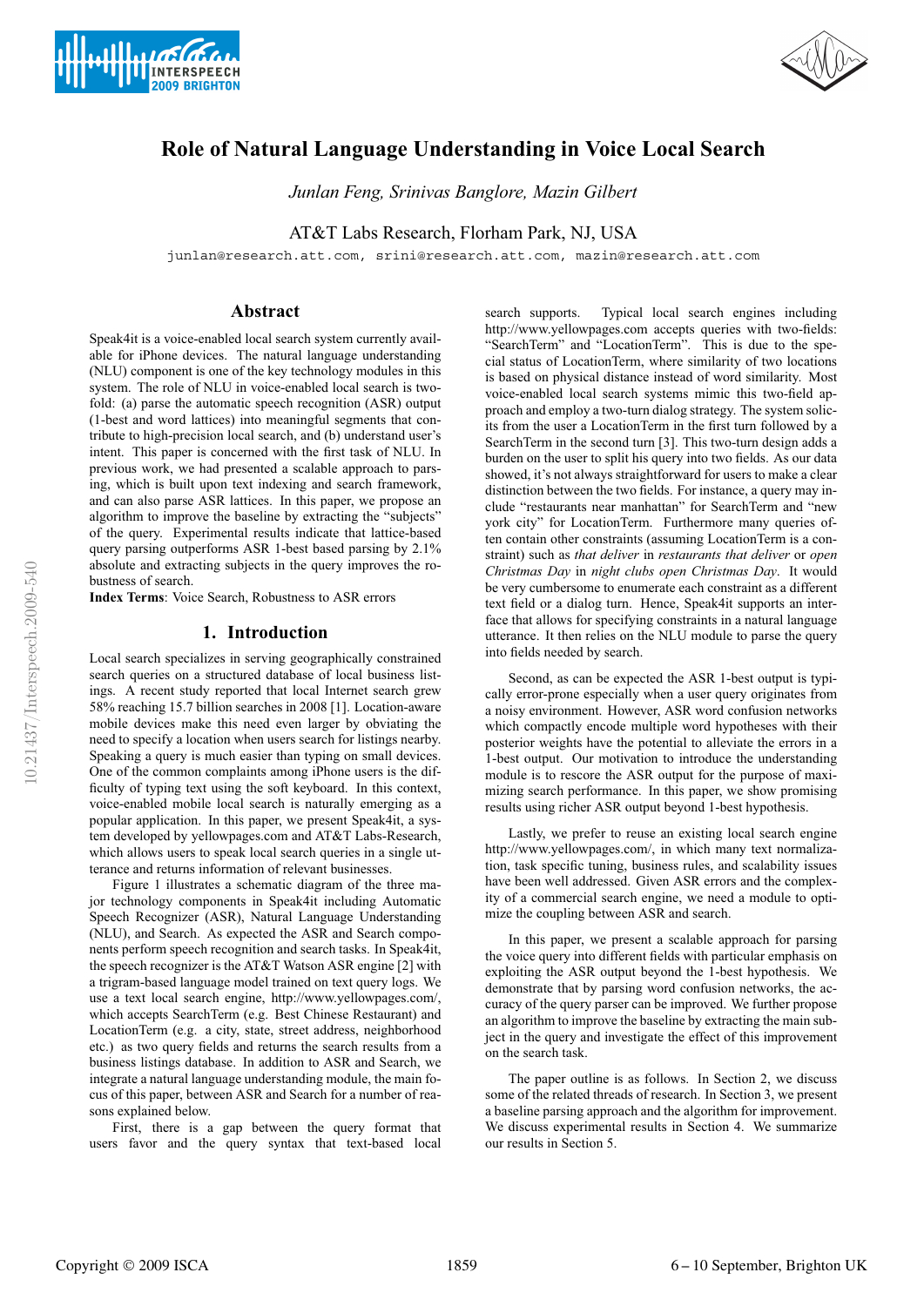# Role of Natural Language Understanding in Voice Local Search

*Junlan Feng, Srinivas Banglore, Mazin Gilbert*

AT&T Labs Research, Florham Park, NJ, USA

junlan@research.att.com, srini@research.att.com, mazin@research.att.com

## Abstract

Speak4it is a voice-enabled local search system currently available for iPhone devices. The natural language understanding (NLU) component is one of the key technology modules in this system. The role of NLU in voice-enabled local search is two-fold: (a) parse the automatic speech recognition (ASR) output (1-best and word lattices) into meaningful segments that contribute to high-precision local search, and (b) understand user's intent. This paper is concerned with the first task of NLU. In previous work, we had presented a scalable approach to parsing, which is built upon text indexing and search framework, and can also parse ASR lattices. In this paper, we propose an algorithm to improve the baseline by extracting the "subjects" of the query. Experimental results indicate that lattice-based query parsing outperforms ASR 1-best based parsing by 2.1% absolute and extracting subjects in the query improves the robustness of search.

**Index Terms**: Voice Search, Robustness to ASR errors

## 1. Introduction

Local search specializes in serving geographically constrained search queries on a structured database of local business listings. A recent study reported that local Internet search grew 58% reaching 15.7 billion searches in 2008 [1]. Location-aware mobile devices make this need even larger by obviating the need to specify a location when users search for listings nearby. Speaking a query is much easier than typing on small devices. One of the common complaints among iPhone users is the difficulty of typing text using the soft keyboard. In this context, voice-enabled mobile local search is naturally emerging as a popular application. In this paper, we present Speak4it, a system developed by yellowpages.com and AT&T Labs-Research, which allows users to speak local search queries in a single utterance and returns information of relevant businesses.

Figure 1 illustrates a schematic diagram of the three major technology components in Speak4it including Automatic Speech Recognizer (ASR), Natural Language Understanding (NLU), and Search. As expected the ASR and Search components perform speech recognition and search tasks. In Speak4it, the speech recognizer is the AT&T Watson ASR engine [2] with a trigram-based language model trained on text query logs. We use a text local search engine, http://www.yellowpages.com/, which accepts SearchTerm (e.g. Best Chinese Restaurant) and LocationTerm (e.g. a city, state, street address, neighborhood etc.) as two query fields and returns the search results from a business listings database. In addition to ASR and Search, we integrate a natural language understanding module, the main focus of this paper, between ASR and Search for a number of reasons explained below.

First, there is a gap between the query format that users favor and the query syntax that text-based local search supports. Typical local search engines including http://www.yellowpages.com accepts queries with two-fields: "SearchTerm" and "LocationTerm". This is due to the special status of LocationTerm, where similarity of two locations is based on physical distance instead of word similarity. Most voice-enabled local search systems mimic this two-field approach and employ a two-turn dialog strategy. The system solicits from the user a LocationTerm in the first turn followed by a SearchTerm in the second turn [3]. This two-turn design adds a burden on the user to split his query into two fields. As our data showed, it's not always straightforward for users to make a clear distinction between the two fields. For instance, a query may include "restaurants near manhattan" for SearchTerm and "new york city" for LocationTerm. Furthermore many queries often contain other constraints (assuming LocationTerm is a constraint) such as *that deliver* in *restaurants that deliver* or *open Christmas Day* in *night clubs open Christmas Day*. It would be very cumbersome to enumerate each constraint as a different text field or a dialog turn. Hence, Speak4it supports an interface that allows for specifying constraints in a natural language utterance. It then relies on the NLU module to parse the query into fields needed by search.

Second, as can be expected the ASR 1-best output is typically error-prone especially when a user query originates from a noisy environment. However, ASR word confusion networks which compactly encode multiple word hypotheses with their posterior weights have the potential to alleviate the errors in a 1-best output. Our motivation to introduce the understanding module is to rescore the ASR output for the purpose of maximizing search performance. In this paper, we show promising results using richer ASR output beyond 1-best hypothesis.

Lastly, we prefer to reuse an existing local search engine http://www.yellowpages.com/, in which many text normalization, task specific tuning, business rules, and scalability issues have been well addressed. Given ASR errors and the complexity of a commercial search engine, we need a module to optimize the coupling between ASR and search.

In this paper, we present a scalable approach for parsing the voice query into different fields with particular emphasis on exploiting the ASR output beyond the 1-best hypothesis. We demonstrate that by parsing word confusion networks, the accuracy of the query parser can be improved. We further propose an algorithm to improve the baseline by extracting the main subject in the query and investigate the effect of this improvement on the search task.

The paper outline is as follows. In Section 2, we discuss some of the related threads of research. In Section 3, we present a baseline parsing approach and the algorithm for improvement. We discuss experimental results in Section 4. We summarize our results in Section 5.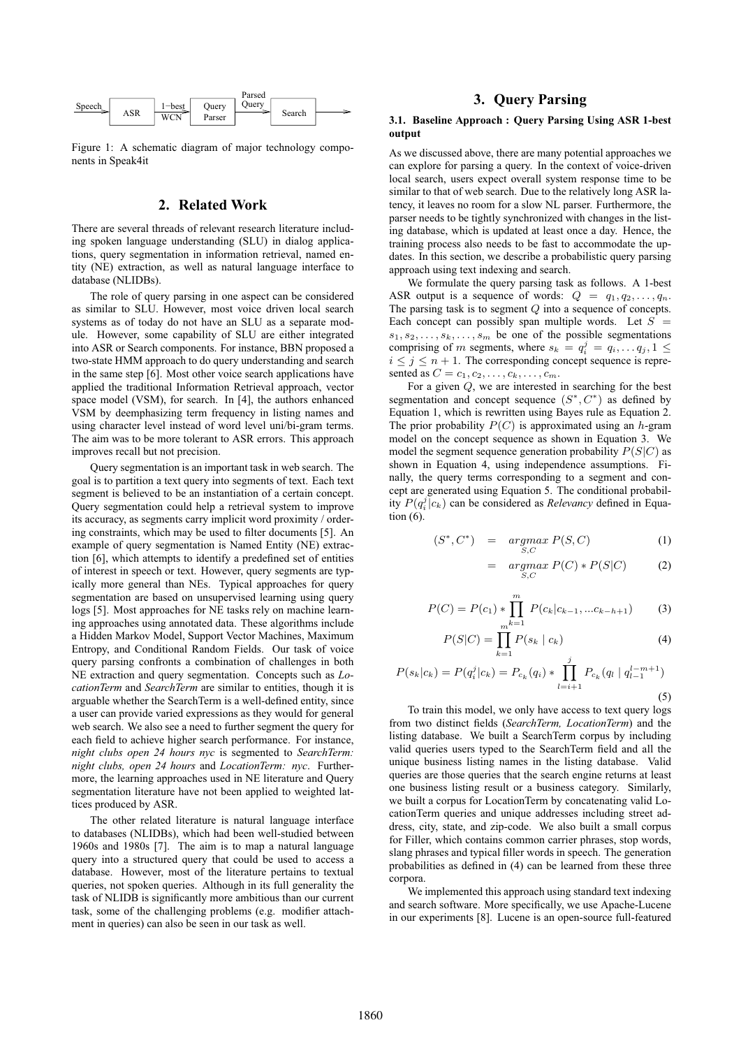Speech → ASR → 1-best / WCN → Query Parser → Parsed Query → Search →

Figure 1: A schematic diagram of major technology components in Speak4it

## 2. Related Work

There are several threads of relevant research literature including spoken language understanding (SLU) in dialog applications, query segmentation in information retrieval, named entity (NE) extraction, as well as natural language interface to database (NLIDBs).

The role of query parsing in one aspect can be considered as similar to SLU. However, most voice driven local search systems as of today do not have an SLU as a separate module. However, some capability of SLU are either integrated into ASR or Search components. For instance, BBN proposed a two-state HMM approach to do query understanding and search in the same step [6]. Most other voice search applications have applied the traditional Information Retrieval approach, vector space model (VSM), for search. In [4], the authors enhanced VSM by deemphasizing term frequency in listing names and using character level instead of word level uni/bi-gram terms. The aim was to be more tolerant to ASR errors. This approach improves recall but not precision.

Query segmentation is an important task in web search. The goal is to partition a text query into segments of text. Each text segment is believed to be an instantiation of a certain concept. Query segmentation could help a retrieval system to improve its accuracy, as segments carry implicit word proximity / ordering constraints, which may be used to filter documents [5]. An example of query segmentation is Named Entity (NE) extraction [6], which attempts to identify a predefined set of entities of interest in speech or text. However, query segments are typically more general than NEs. Typical approaches for query segmentation are based on unsupervised learning using query logs [5]. Most approaches for NE tasks rely on machine learning approaches using annotated data. These algorithms include a Hidden Markov Model, Support Vector Machines, Maximum Entropy, and Conditional Random Fields. Our task of voice query parsing confronts a combination of challenges in both NE extraction and query segmentation. Concepts such as *LocationTerm* and *SearchTerm* are similar to entities, though it is arguable whether the SearchTerm is a well-defined entity, since a user can provide varied expressions as they would for general web search. We also see a need to further segment the query for each field to achieve higher search performance. For instance, *night clubs open 24 hours nyc* is segmented to *SearchTerm: night clubs, open 24 hours* and *LocationTerm: nyc*. Furthermore, the learning approaches used in NE literature and Query segmentation literature have not been applied to weighted lattices produced by ASR.

The other related literature is natural language interface to databases (NLIDBs), which had been well-studied between 1960s and 1980s [7]. The aim is to map a natural language query into a structured query that could be used to access a database. However, most of the literature pertains to textual queries, not spoken queries. Although in its full generality the task of NLIDB is significantly more ambitious than our current task, some of the challenging problems (e.g. modifier attachment in queries) can also be seen in our task as well.

## 3. Query Parsing

### 3.1. Baseline Approach : Query Parsing Using ASR 1-best output

As we discussed above, there are many potential approaches we can explore for parsing a query. In the context of voice-driven local search, users expect overall system response time to be similar to that of web search. Due to the relatively long ASR latency, it leaves no room for a slow NL parser. Furthermore, the parser needs to be tightly synchronized with changes in the listing database, which is updated at least once a day. Hence, the training process also needs to be fast to accommodate the updates. In this section, we describe a probabilistic query parsing approach using text indexing and search.

We formulate the query parsing task as follows. A 1-best ASR output is a sequence of words: $Q = q_1, q_2, \ldots, q_n$. The parsing task is to segment $Q$ into a sequence of concepts. Each concept can possibly span multiple words. Let $S = s_1, s_2, \ldots, s_k, \ldots, s_m$ be one of the possible segmentations comprising of $m$ segments, where $s_k = q_i^j = q_i, \ldots q_j, 1 \leq i \leq j \leq n+1$. The corresponding concept sequence is represented as $C = c_1, c_2, \ldots, c_k, \ldots, c_m$.

For a given $Q$, we are interested in searching for the best segmentation and concept sequence $(S^*, C^*)$ as defined by Equation 1, which is rewritten using Bayes rule as Equation 2. The prior probability $P(C)$ is approximated using an $h$-gram model on the concept sequence as shown in Equation 3. We model the segment sequence generation probability $P(S|C)$ as shown in Equation 4, using independence assumptions. Finally, the query terms corresponding to a segment and concept are generated using Equation 5. The conditional probability $P(q_i^j|c_k)$ can be considered as *Relevancy* defined in Equation (6).

$$(S^*, C^*) = \underset{S,C}{argmax}\ P(S, C) \quad (1)$$

$$= \underset{S,C}{argmax}\ P(C) * P(S|C) \quad (2)$$

$$P(C) = P(c_1) * \prod_{k=1}^{m} P(c_k | c_{k-1}, ...c_{k-h+1}) \quad (3)$$

$$P(S|C) = \prod_{k=1}^{m} P(s_k \mid c_k) \quad (4)$$

$$P(s_k|c_k) = P(q_i^j|c_k) = P_{c_k}(q_i) * \prod_{l=i+1}^{j} P_{c_k}(q_l \mid q_{l-1}^{l-m+1}) \quad (5)$$

To train this model, we only have access to text query logs from two distinct fields (*SearchTerm*, *LocationTerm*) and the listing database. We built a SearchTerm corpus by including valid queries users typed to the SearchTerm field and all the unique business listing names in the listing database. Valid queries are those queries that the search engine returns at least one business listing result or a business category. Similarly, we built a corpus for LocationTerm by concatenating valid LocationTerm queries and unique addresses including street address, city, state, and zip-code. We also built a small corpus for Filler, which contains common carrier phrases, stop words, slang phrases and typical filler words in speech. The generation probabilities as defined in (4) can be learned from these three corpora.

We implemented this approach using standard text indexing and search software. More specifically, we use Apache-Lucene in our experiments [8]. Lucene is an open-source full-featured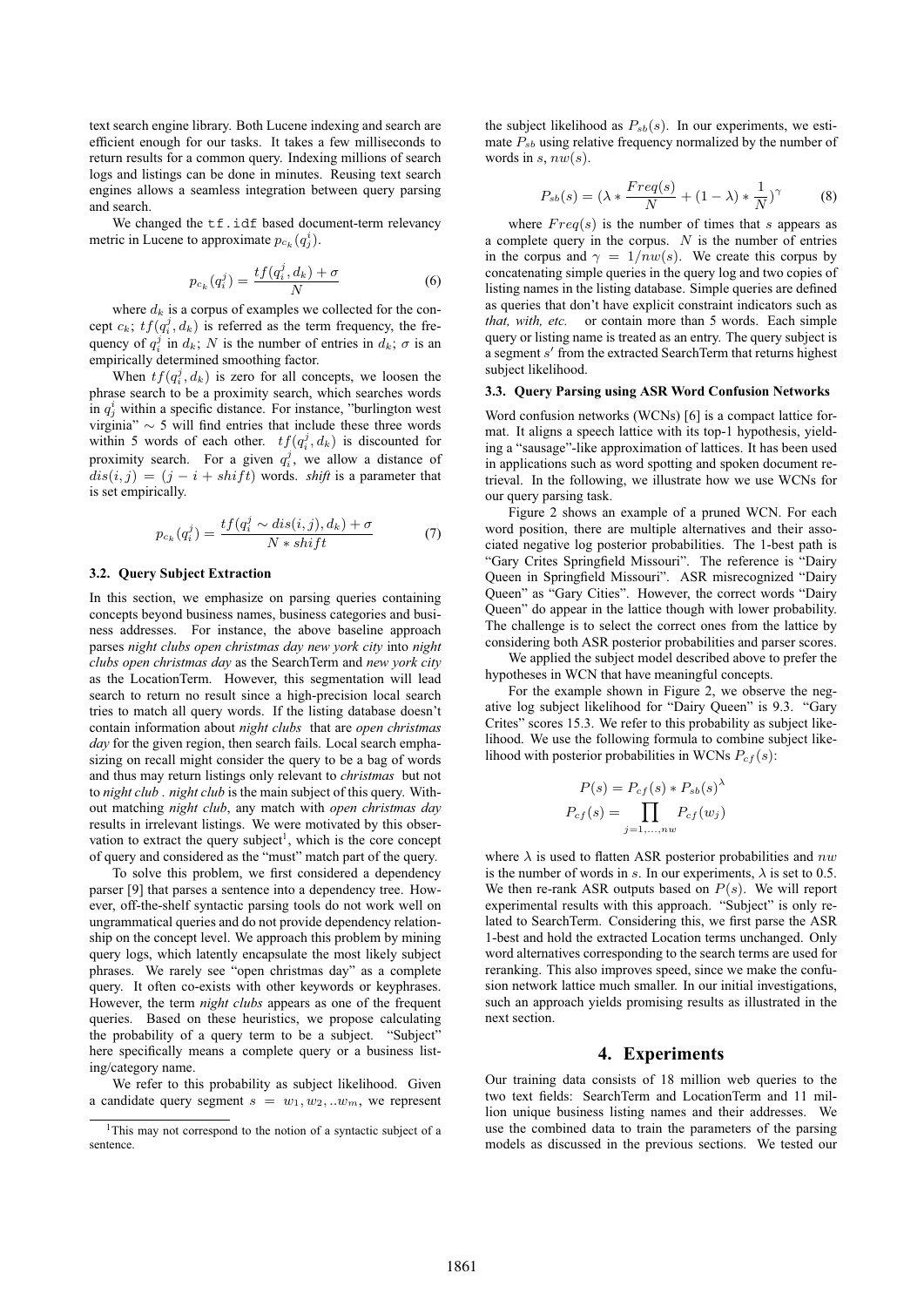text search engine library. Both Lucene indexing and search are efficient enough for our tasks. It takes a few milliseconds to return results for a common query. Indexing millions of search logs and listings can be done in minutes. Reusing text search engines allows a seamless integration between query parsing and search.

We changed the `tf.idf` based document-term relevancy metric in Lucene to approximate $p_{c_k}(q_j^i)$.

$$p_{c_k}(q_i^j) = \frac{tf(q_i^j, d_k) + \sigma}{N} \tag{6}$$

where $d_k$ is a corpus of examples we collected for the concept $c_k$; $tf(q_i^j, d_k)$ is referred as the term frequency, the frequency of $q_i^j$ in $d_k$; $N$ is the number of entries in $d_k$; $\sigma$ is an empirically determined smoothing factor.

When $tf(q_i^j, d_k)$ is zero for all concepts, we loosen the phrase search to be a proximity search, which searches words in $q_j^i$ within a specific distance. For instance, "burlington west virginia" $\sim$ 5 will find entries that include these three words within 5 words of each other. $tf(q_i^j, d_k)$ is discounted for proximity search. For a given $q_i^j$, we allow a distance of $dis(i, j) = (j - i + shift)$ words. *shift* is a parameter that is set empirically.

$$p_{c_k}(q_i^j) = \frac{tf(q_i^j \sim dis(i,j), d_k) + \sigma}{N * shift} \tag{7}$$

### 3.2. Query Subject Extraction

In this section, we emphasize on parsing queries containing concepts beyond business names, business categories and business addresses. For instance, the above baseline approach parses *night clubs open christmas day new york city* into *night clubs open christmas day* as the SearchTerm and *new york city* as the LocationTerm. However, this segmentation will lead search to return no result since a high-precision local search tries to match all query words. If the listing database doesn't contain information about *night clubs* that are *open christmas day* for the given region, then search fails. Local search emphasizing on recall might consider the query to be a bag of words and thus may return listings only relevant to *christmas* but not to *night club* . *night club* is the main subject of this query. Without matching *night club*, any match with *open christmas day* results in irrelevant listings. We were motivated by this observation to extract the query subject[1], which is the core concept of query and considered as the "must" match part of the query.

To solve this problem, we first considered a dependency parser [9] that parses a sentence into a dependency tree. However, off-the-shelf syntactic parsing tools do not work well on ungrammatical queries and do not provide dependency relationship on the concept level. We approach this problem by mining query logs, which latently encapsulate the most likely subject phrases. We rarely see "open christmas day" as a complete query. It often co-exists with other keywords or keyphrases. However, the term *night clubs* appears as one of the frequent queries. Based on these heuristics, we propose calculating the probability of a query term to be a subject. "Subject" here specifically means a complete query or a business listing/category name.

We refer to this probability as subject likelihood. Given a candidate query segment $s = w_1, w_2, ..w_m$, we represent the subject likelihood as $P_{sb}(s)$. In our experiments, we estimate $P_{sb}$ using relative frequency normalized by the number of words in $s$, $nw(s)$.

$$P_{sb}(s) = (\lambda * \frac{Freq(s)}{N} + (1 - \lambda) * \frac{1}{N})^{\gamma} \tag{8}$$

where $Freq(s)$ is the number of times that $s$ appears as a complete query in the corpus. $N$ is the number of entries in the corpus and $\gamma = 1/nw(s)$. We create this corpus by concatenating simple queries in the query log and two copies of listing names in the listing database. Simple queries are defined as queries that don't have explicit constraint indicators such as *that, with, etc.* or contain more than 5 words. Each simple query or listing name is treated as an entry. The query subject is a segment $s'$ from the extracted SearchTerm that returns highest subject likelihood.

### 3.3. Query Parsing using ASR Word Confusion Networks

Word confusion networks (WCNs) [6] is a compact lattice format. It aligns a speech lattice with its top-1 hypothesis, yielding a "sausage"-like approximation of lattices. It has been used in applications such as word spotting and spoken document retrieval. In the following, we illustrate how we use WCNs for our query parsing task.

Figure 2 shows an example of a pruned WCN. For each word position, there are multiple alternatives and their associated negative log posterior probabilities. The 1-best path is "Gary Crites Springfield Missouri". The reference is "Dairy Queen in Springfield Missouri". ASR misrecognized "Dairy Queen" as "Gary Cities". However, the correct words "Dairy Queen" do appear in the lattice though with lower probability. The challenge is to select the correct ones from the lattice by considering both ASR posterior probabilities and parser scores.

We applied the subject model described above to prefer the hypotheses in WCN that have meaningful concepts.

For the example shown in Figure 2, we observe the negative log subject likelihood for "Dairy Queen" is 9.3. "Gary Crites" scores 15.3. We refer to this probability as subject likelihood. We use the following formula to combine subject likelihood with posterior probabilities in WCNs $P_{cf}(s)$:

$$P(s) = P_{cf}(s) * P_{sb}(s)^{\lambda}$$
$$P_{cf}(s) = \prod_{j=1,...,nw} P_{cf}(w_j)$$

where $\lambda$ is used to flatten ASR posterior probabilities and $nw$ is the number of words in $s$. In our experiments, $\lambda$ is set to 0.5. We then re-rank ASR outputs based on $P(s)$. We will report experimental results with this approach. "Subject" is only related to SearchTerm. Considering this, we first parse the ASR 1-best and hold the extracted Location terms unchanged. Only word alternatives corresponding to the search terms are used for reranking. This also improves speed, since we make the confusion network lattice much smaller. In our initial investigations, such an approach yields promising results as illustrated in the next section.

## 4. Experiments

Our training data consists of 18 million web queries to the two text fields: SearchTerm and LocationTerm and 11 million unique business listing names and their addresses. We use the combined data to train the parameters of the parsing models as discussed in the previous sections. We tested our

[1] This may not correspond to the notion of a syntactic subject of a sentence.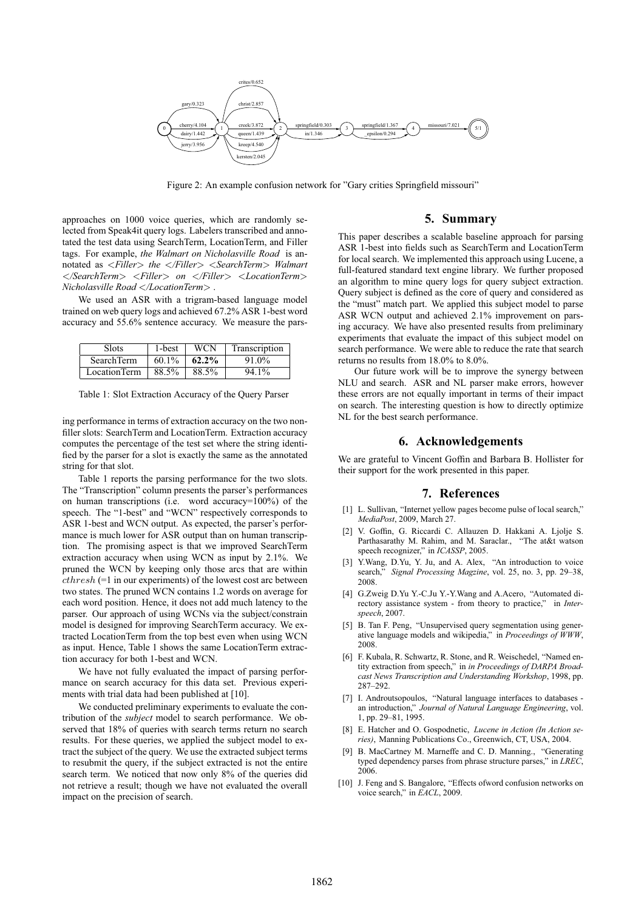0 — gary/0.323, cherry/4.104, dairy/1.442, jerry/3.956 — 1 — crites/0.652, christ/2.857, creek/3.872, queen/1.439, kreep/4.540, kersten/2.045 — 2 — springfield/0.303, in/1.346 — 3 — springfield/1.367, _epsilon/0.294 — 4 — missouri/7.021 — 5/1

Figure 2: An example confusion network for "Gary crities Springfield missouri"

approaches on 1000 voice queries, which are randomly selected from Speak4it query logs. Labelers transcribed and annotated the test data using SearchTerm, LocationTerm, and Filler tags. For example, *the Walmart on Nicholasville Road* is annotated as <Filler> the </Filler> <SearchTerm> Walmart </SearchTerm> <Filler> on </Filler> <LocationTerm> Nicholasville Road </LocationTerm> .

We used an ASR with a trigram-based language model trained on web query logs and achieved 67.2% ASR 1-best word accuracy and 55.6% sentence accuracy. We measure the parsing performance in terms of extraction accuracy on the two non-filler slots: SearchTerm and LocationTerm. Extraction accuracy computes the percentage of the test set where the string identified by the parser for a slot is exactly the same as the annotated string for that slot.

| Slots | 1-best | WCN | Transcription |
|---|---|---|---|
| SearchTerm | 60.1% | **62.2%** | 91.0% |
| LocationTerm | 88.5% | 88.5% | 94.1% |

Table 1: Slot Extraction Accuracy of the Query Parser

Table 1 reports the parsing performance for the two slots. The "Transcription" column presents the parser's performances on human transcriptions (i.e. word accuracy=100%) of the speech. The "1-best" and "WCN" respectively corresponds to ASR 1-best and WCN output. As expected, the parser's performance is much lower for ASR output than on human transcription. The promising aspect is that we improved SearchTerm extraction accuracy when using WCN as input by 2.1%. We pruned the WCN by keeping only those arcs that are within $cthresh$ (=1 in our experiments) of the lowest cost arc between two states. The pruned WCN contains 1.2 words on average for each word position. Hence, it does not add much latency to the parser. Our approach of using WCNs via the subject/constrain model is designed for improving SearchTerm accuracy. We extracted LocationTerm from the top best even when using WCN as input. Hence, Table 1 shows the same LocationTerm extraction accuracy for both 1-best and WCN.

We have not fully evaluated the impact of parsing performance on search accuracy for this data set. Previous experiments with trial data had been published at [10].

We conducted preliminary experiments to evaluate the contribution of the *subject* model to search performance. We observed that 18% of queries with search terms return no search results. For these queries, we applied the subject model to extract the subject of the query. We use the extracted subject terms to resubmit the query, if the subject extracted is not the entire search term. We noticed that now only 8% of the queries did not retrieve a result; though we have not evaluated the overall impact on the precision of search.

## 5. Summary

This paper describes a scalable baseline approach for parsing ASR 1-best into fields such as SearchTerm and LocationTerm for local search. We implemented this approach using Lucene, a full-featured standard text engine library. We further proposed an algorithm to mine query logs for query subject extraction. Query subject is defined as the core of query and considered as the "must" match part. We applied this subject model to parse ASR WCN output and achieved 2.1% improvement on parsing accuracy. We have also presented results from preliminary experiments that evaluate the impact of this subject model on search performance. We were able to reduce the rate that search returns no results from 18.0% to 8.0%.

Our future work will be to improve the synergy between NLU and search. ASR and NL parser make errors, however these errors are not equally important in terms of their impact on search. The interesting question is how to directly optimize NL for the best search performance.

## 6. Acknowledgements

We are grateful to Vincent Goffin and Barbara B. Hollister for their support for the work presented in this paper.

## 7. References

[1] L. Sullivan, "Internet yellow pages become pulse of local search," *MediaPost*, 2009, March 27.

[2] V. Goffin, G. Riccardi C. Allauzen D. Hakkani A. Ljolje S. Parthasarathy M. Rahim, and M. Saraclar., "The at&t watson speech recognizer," in *ICASSP*, 2005.

[3] Y.Wang, D.Yu, Y. Ju, and A. Alex, "An introduction to voice search," *Signal Processing Magzine*, vol. 25, no. 3, pp. 29–38, 2008.

[4] G.Zweig D.Yu Y.-C.Ju Y.-Y.Wang and A.Acero, "Automated directory assistance system - from theory to practice," in *Interspeech*, 2007.

[5] B. Tan F. Peng, "Unsupervised query segmentation using generative language models and wikipedia," in *Proceedings of WWW*, 2008.

[6] F. Kubala, R. Schwartz, R. Stone, and R. Weischedel, "Named entity extraction from speech," in *in Proceedings of DARPA Broadcast News Transcription and Understanding Workshop*, 1998, pp. 287–292.

[7] I. Androutsopoulos, "Natural language interfaces to databases - an introduction," *Journal of Natural Language Engineering*, vol. 1, pp. 29–81, 1995.

[8] E. Hatcher and O. Gospodnetic, *Lucene in Action (In Action series)*, Manning Publications Co., Greenwich, CT, USA, 2004.

[9] B. MacCartney M. Marneffe and C. D. Manning., "Generating typed dependency parses from phrase structure parses," in *LREC*, 2006.

[10] J. Feng and S. Bangalore, "Effects ofword confusion networks on voice search," in *EACL*, 2009.